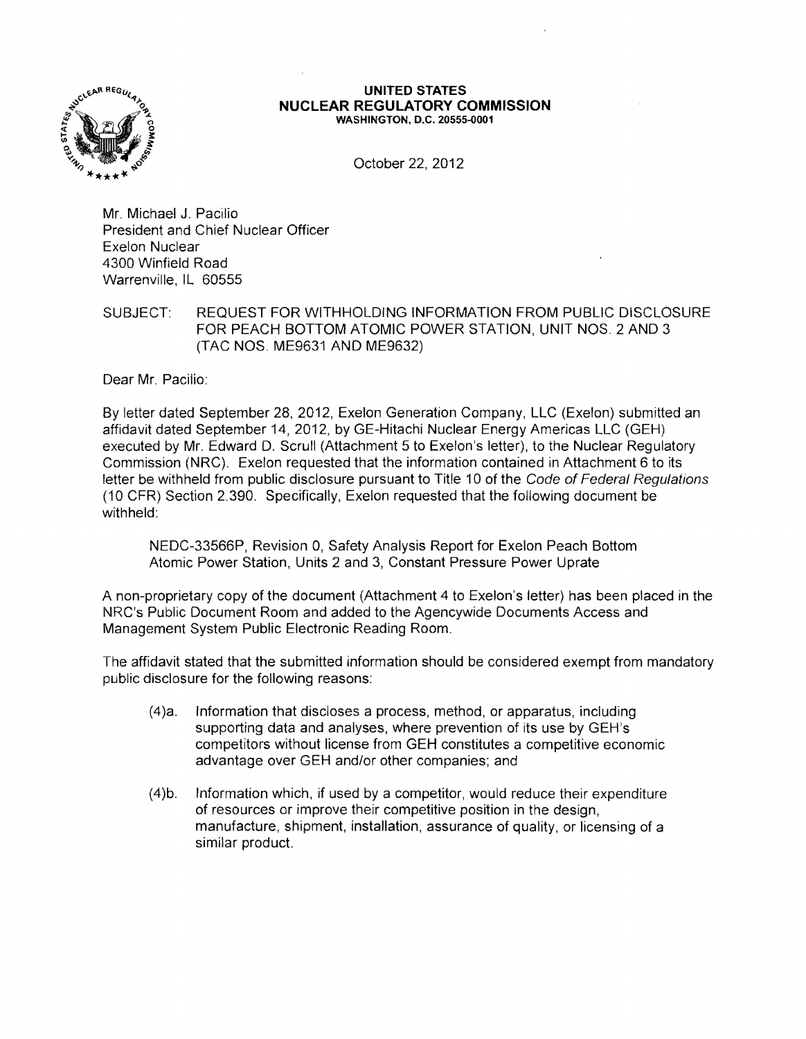**UNITED STATES**
**NUCLEAR REGULATORY COMMISSION**
**WASHINGTON, D.C. 20555-0001**

October 22, 2012

Mr. Michael J. Pacilio
President and Chief Nuclear Officer
Exelon Nuclear
4300 Winfield Road
Warrenville, IL 60555

SUBJECT: REQUEST FOR WITHHOLDING INFORMATION FROM PUBLIC DISCLOSURE FOR PEACH BOTTOM ATOMIC POWER STATION, UNIT NOS. 2 AND 3 (TAC NOS. ME9631 AND ME9632)

Dear Mr. Pacilio:

By letter dated September 28, 2012, Exelon Generation Company, LLC (Exelon) submitted an affidavit dated September 14, 2012, by GE-Hitachi Nuclear Energy Americas LLC (GEH) executed by Mr. Edward D. Scrull (Attachment 5 to Exelon's letter), to the Nuclear Regulatory Commission (NRC). Exelon requested that the information contained in Attachment 6 to its letter be withheld from public disclosure pursuant to Title 10 of the *Code of Federal Regulations* (10 CFR) Section 2.390. Specifically, Exelon requested that the following document be withheld:

> NEDC-33566P, Revision 0, Safety Analysis Report for Exelon Peach Bottom Atomic Power Station, Units 2 and 3, Constant Pressure Power Uprate

A non-proprietary copy of the document (Attachment 4 to Exelon's letter) has been placed in the NRC's Public Document Room and added to the Agencywide Documents Access and Management System Public Electronic Reading Room.

The affidavit stated that the submitted information should be considered exempt from mandatory public disclosure for the following reasons:

(4)a. Information that discloses a process, method, or apparatus, including supporting data and analyses, where prevention of its use by GEH's competitors without license from GEH constitutes a competitive economic advantage over GEH and/or other companies; and

(4)b. Information which, if used by a competitor, would reduce their expenditure of resources or improve their competitive position in the design, manufacture, shipment, installation, assurance of quality, or licensing of a similar product.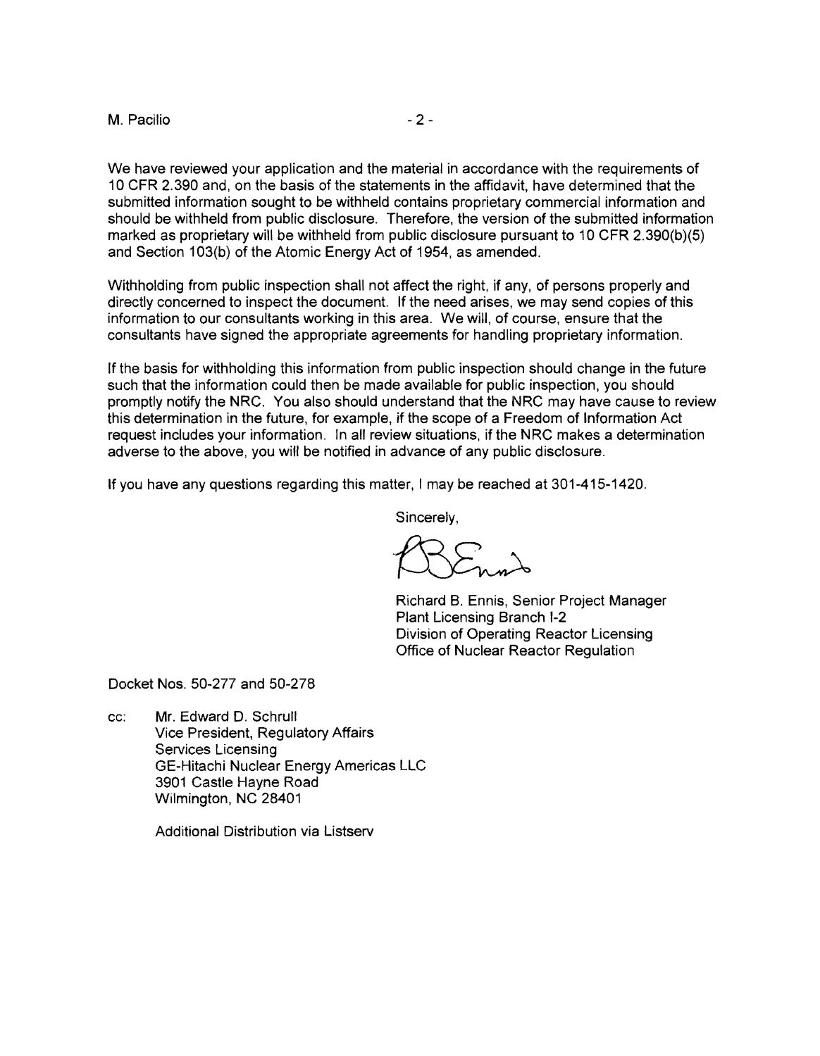We have reviewed your application and the material in accordance with the requirements of 10 CFR 2.390 and, on the basis of the statements in the affidavit, have determined that the submitted information sought to be withheld contains proprietary commercial information and should be withheld from public disclosure. Therefore, the version of the submitted information marked as proprietary will be withheld from public disclosure pursuant to 10 CFR 2.390(b)(5) and Section 103(b) of the Atomic Energy Act of 1954, as amended.

Withholding from public inspection shall not affect the right, if any, of persons properly and directly concerned to inspect the document. If the need arises, we may send copies of this information to our consultants working in this area. We will, of course, ensure that the consultants have signed the appropriate agreements for handling proprietary information.

If the basis for withholding this information from public inspection should change in the future such that the information could then be made available for public inspection, you should promptly notify the NRC. You also should understand that the NRC may have cause to review this determination in the future, for example, if the scope of a Freedom of Information Act request includes your information. In all review situations, if the NRC makes a determination adverse to the above, you will be notified in advance of any public disclosure.

If you have any questions regarding this matter, I may be reached at 301-415-1420.

Sincerely,

Richard B. Ennis, Senior Project Manager
Plant Licensing Branch I-2
Division of Operating Reactor Licensing
Office of Nuclear Reactor Regulation

Docket Nos. 50-277 and 50-278

cc: Mr. Edward D. Schrull
Vice President, Regulatory Affairs
Services Licensing
GE-Hitachi Nuclear Energy Americas LLC
3901 Castle Hayne Road
Wilmington, NC 28401

Additional Distribution via Listserv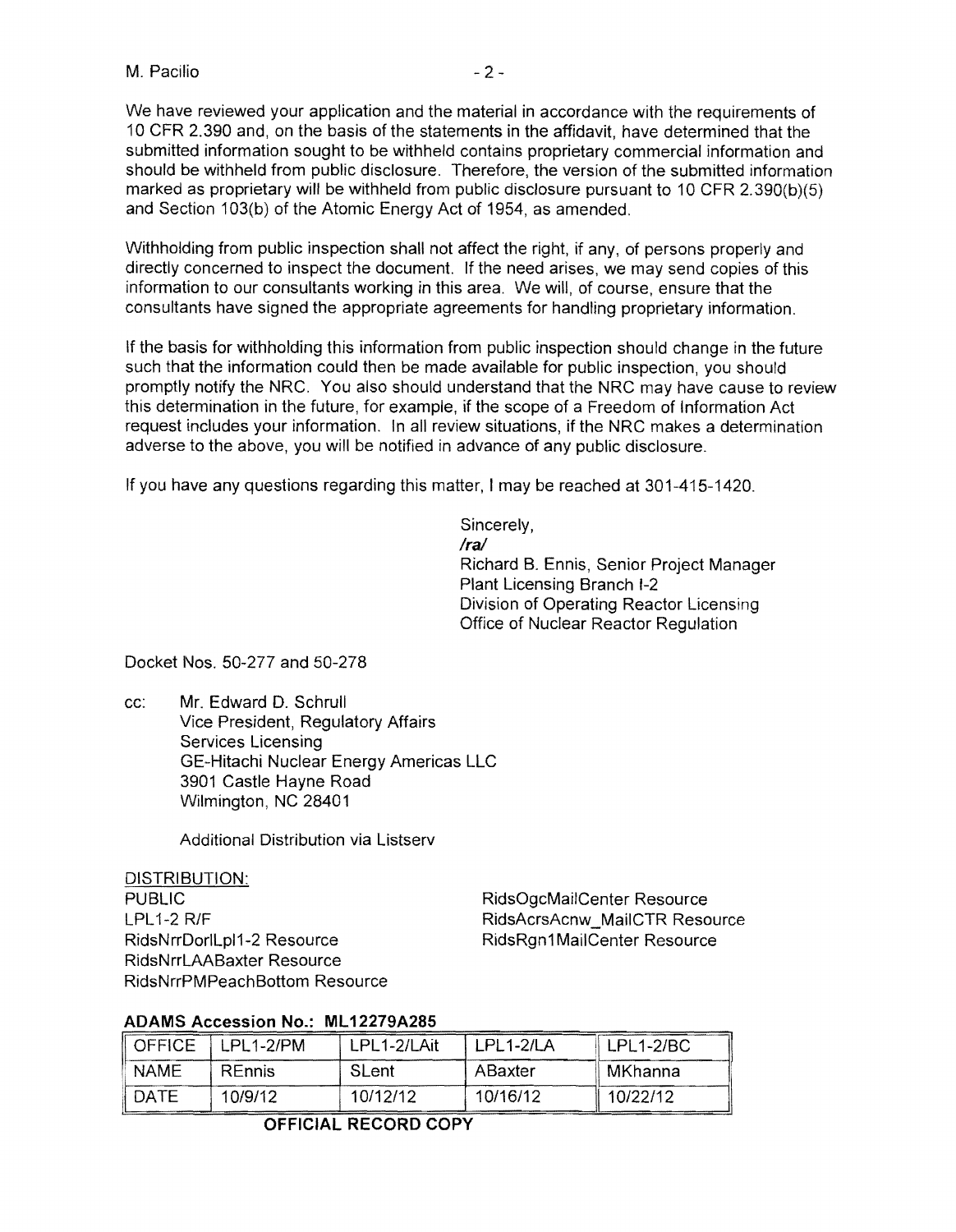We have reviewed your application and the material in accordance with the requirements of 10 CFR 2.390 and, on the basis of the statements in the affidavit, have determined that the submitted information sought to be withheld contains proprietary commercial information and should be withheld from public disclosure. Therefore, the version of the submitted information marked as proprietary will be withheld from public disclosure pursuant to 10 CFR 2.390(b)(5) and Section 103(b) of the Atomic Energy Act of 1954, as amended.

Withholding from public inspection shall not affect the right, if any, of persons properly and directly concerned to inspect the document. If the need arises, we may send copies of this information to our consultants working in this area. We will, of course, ensure that the consultants have signed the appropriate agreements for handling proprietary information.

If the basis for withholding this information from public inspection should change in the future such that the information could then be made available for public inspection, you should promptly notify the NRC. You also should understand that the NRC may have cause to review this determination in the future, for example, if the scope of a Freedom of Information Act request includes your information. In all review situations, if the NRC makes a determination adverse to the above, you will be notified in advance of any public disclosure.

If you have any questions regarding this matter, I may be reached at 301-415-1420.

Sincerely,

*/ra/*

Richard B. Ennis, Senior Project Manager
Plant Licensing Branch I-2
Division of Operating Reactor Licensing
Office of Nuclear Reactor Regulation

Docket Nos. 50-277 and 50-278

cc: Mr. Edward D. Schrull
Vice President, Regulatory Affairs
Services Licensing
GE-Hitachi Nuclear Energy Americas LLC
3901 Castle Hayne Road
Wilmington, NC 28401

Additional Distribution via Listserv

DISTRIBUTION:
PUBLIC
LPL1-2 R/F
RidsNrrDorlLpl1-2 Resource
RidsNrrLAABaxter Resource
RidsNrrPMPeachBottom Resource
RidsOgcMailCenter Resource
RidsAcrsAcnw_MailCTR Resource
RidsRgn1MailCenter Resource

**ADAMS Accession No.: ML12279A285**

| OFFICE | LPL1-2/PM | LPL1-2/LAit | LPL1-2/LA | LPL1-2/BC |
|---|---|---|---|---|
| NAME | REnnis | SLent | ABaxter | MKhanna |
| DATE | 10/9/12 | 10/12/12 | 10/16/12 | 10/22/12 |

**OFFICIAL RECORD COPY**